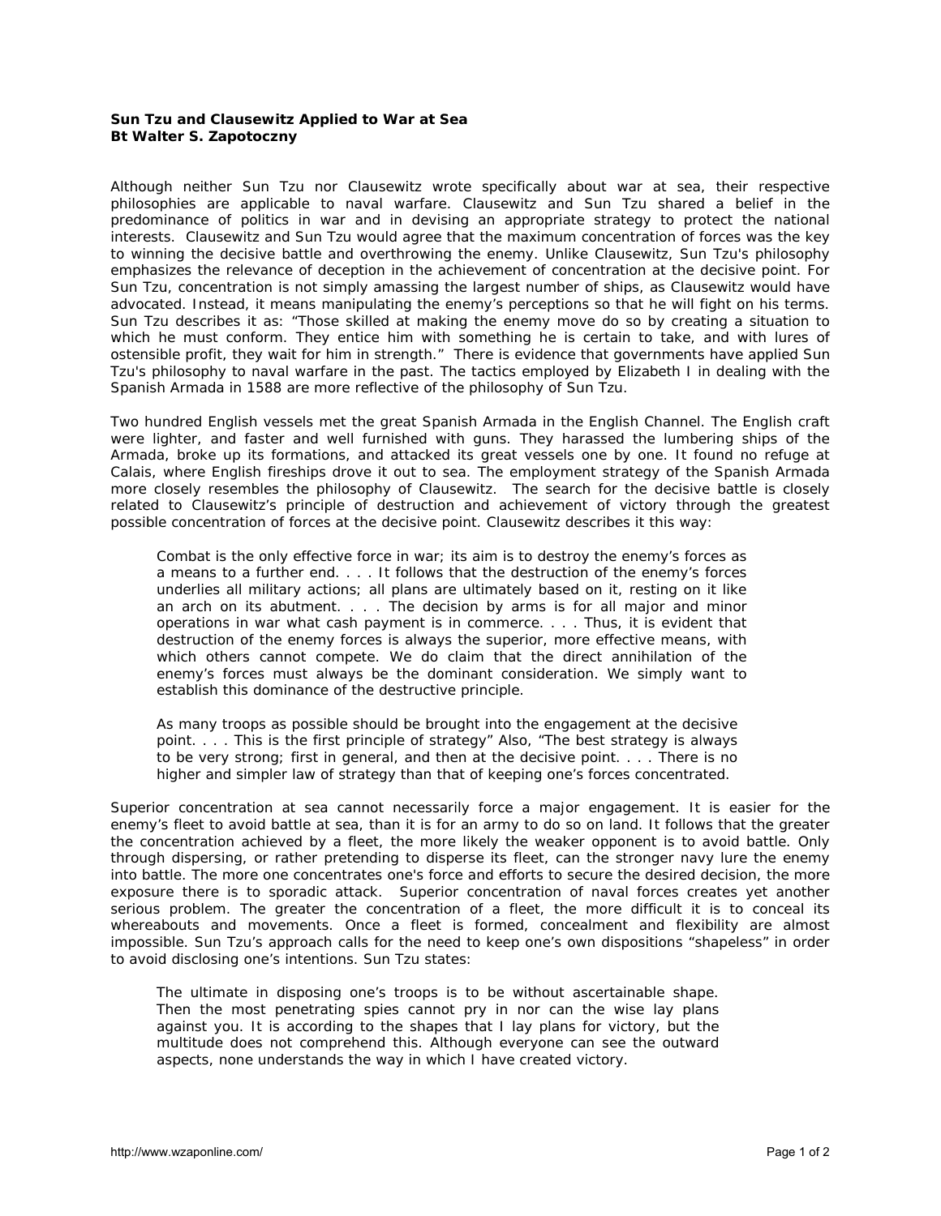**Sun Tzu and Clausewitz Applied to War at Sea**
**Bt Walter S. Zapotoczny**

Although neither Sun Tzu nor Clausewitz wrote specifically about war at sea, their respective philosophies are applicable to naval warfare. Clausewitz and Sun Tzu shared a belief in the predominance of politics in war and in devising an appropriate strategy to protect the national interests. Clausewitz and Sun Tzu would agree that the maximum concentration of forces was the key to winning the decisive battle and overthrowing the enemy. Unlike Clausewitz, Sun Tzu's philosophy emphasizes the relevance of deception in the achievement of concentration at the decisive point. For Sun Tzu, concentration is not simply amassing the largest number of ships, as Clausewitz would have advocated. Instead, it means manipulating the enemy's perceptions so that he will fight on his terms. Sun Tzu describes it as: "Those skilled at making the enemy move do so by creating a situation to which he must conform. They entice him with something he is certain to take, and with lures of ostensible profit, they wait for him in strength." There is evidence that governments have applied Sun Tzu's philosophy to naval warfare in the past. The tactics employed by Elizabeth I in dealing with the Spanish Armada in 1588 are more reflective of the philosophy of Sun Tzu.

Two hundred English vessels met the great Spanish Armada in the English Channel. The English craft were lighter, and faster and well furnished with guns. They harassed the lumbering ships of the Armada, broke up its formations, and attacked its great vessels one by one. It found no refuge at Calais, where English fireships drove it out to sea. The employment strategy of the Spanish Armada more closely resembles the philosophy of Clausewitz. The search for the decisive battle is closely related to Clausewitz's principle of destruction and achievement of victory through the greatest possible concentration of forces at the decisive point. Clausewitz describes it this way:

> Combat is the only effective force in war; its aim is to destroy the enemy's forces as a means to a further end. . . . It follows that the destruction of the enemy's forces underlies all military actions; all plans are ultimately based on it, resting on it like an arch on its abutment. . . . The decision by arms is for all major and minor operations in war what cash payment is in commerce. . . . Thus, it is evident that destruction of the enemy forces is always the superior, more effective means, with which others cannot compete. We do claim that the direct annihilation of the enemy's forces must always be the dominant consideration. We simply want to establish this dominance of the destructive principle.
>
> As many troops as possible should be brought into the engagement at the decisive point. . . . This is the first principle of strategy" Also, "The best strategy is always to be very strong; first in general, and then at the decisive point. . . . There is no higher and simpler law of strategy than that of keeping one's forces concentrated.

Superior concentration at sea cannot necessarily force a major engagement. It is easier for the enemy's fleet to avoid battle at sea, than it is for an army to do so on land. It follows that the greater the concentration achieved by a fleet, the more likely the weaker opponent is to avoid battle. Only through dispersing, or rather pretending to disperse its fleet, can the stronger navy lure the enemy into battle. The more one concentrates one's force and efforts to secure the desired decision, the more exposure there is to sporadic attack. Superior concentration of naval forces creates yet another serious problem. The greater the concentration of a fleet, the more difficult it is to conceal its whereabouts and movements. Once a fleet is formed, concealment and flexibility are almost impossible. Sun Tzu's approach calls for the need to keep one's own dispositions "shapeless" in order to avoid disclosing one's intentions. Sun Tzu states:

> The ultimate in disposing one's troops is to be without ascertainable shape. Then the most penetrating spies cannot pry in nor can the wise lay plans against you. It is according to the shapes that I lay plans for victory, but the multitude does not comprehend this. Although everyone can see the outward aspects, none understands the way in which I have created victory.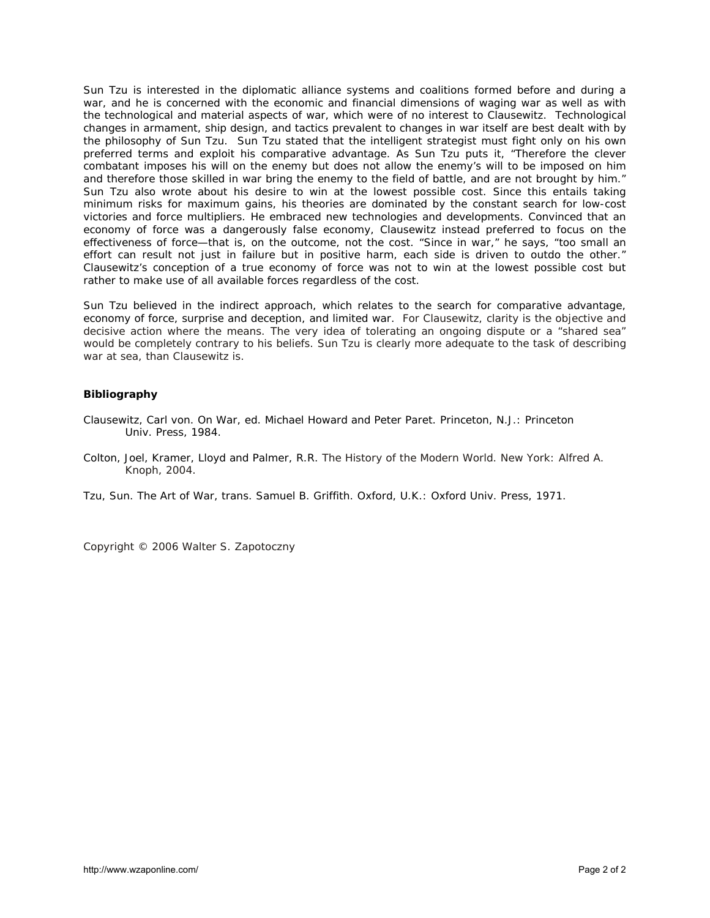Sun Tzu is interested in the diplomatic alliance systems and coalitions formed before and during a war, and he is concerned with the economic and financial dimensions of waging war as well as with the technological and material aspects of war, which were of no interest to Clausewitz. Technological changes in armament, ship design, and tactics prevalent to changes in war itself are best dealt with by the philosophy of Sun Tzu. Sun Tzu stated that the intelligent strategist must fight only on his own preferred terms and exploit his comparative advantage. As Sun Tzu puts it, "Therefore the clever combatant imposes his will on the enemy but does not allow the enemy's will to be imposed on him and therefore those skilled in war bring the enemy to the field of battle, and are not brought by him." Sun Tzu also wrote about his desire to win at the lowest possible cost. Since this entails taking minimum risks for maximum gains, his theories are dominated by the constant search for low-cost victories and force multipliers. He embraced new technologies and developments. Convinced that an economy of force was a dangerously false economy, Clausewitz instead preferred to focus on the effectiveness of force—that is, on the outcome, not the cost. "Since in war," he says, "too small an effort can result not just in failure but in positive harm, each side is driven to outdo the other." Clausewitz's conception of a true economy of force was not to win at the lowest possible cost but rather to make use of all available forces regardless of the cost.

Sun Tzu believed in the indirect approach, which relates to the search for comparative advantage, economy of force, surprise and deception, and limited war. For Clausewitz, clarity is the objective and decisive action where the means. The very idea of tolerating an ongoing dispute or a "shared sea" would be completely contrary to his beliefs. Sun Tzu is clearly more adequate to the task of describing war at sea, than Clausewitz is.

**Bibliography**

Clausewitz, Carl von. On War, ed. Michael Howard and Peter Paret. Princeton, N.J.: Princeton Univ. Press, 1984.

Colton, Joel, Kramer, Lloyd and Palmer, R.R. The History of the Modern World. New York: Alfred A. Knoph, 2004.

Tzu, Sun. The Art of War, trans. Samuel B. Griffith. Oxford, U.K.: Oxford Univ. Press, 1971.

Copyright © 2006 Walter S. Zapotoczny

http://www.wzaponline.com/